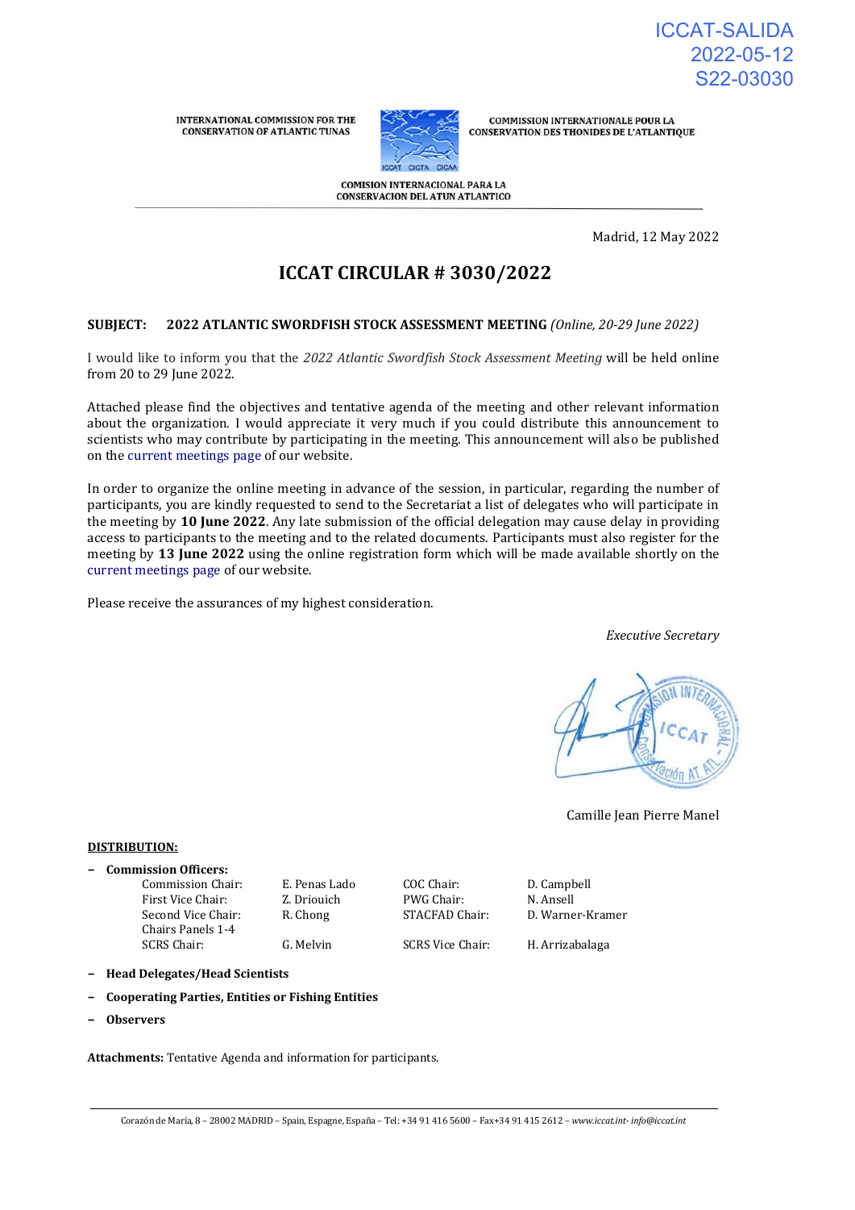ICCAT-SALIDA
2022-05-12
S22-03030

INTERNATIONAL COMMISSION FOR THE CONSERVATION OF ATLANTIC TUNAS

COMMISSION INTERNATIONALE POUR LA CONSERVATION DES THONIDES DE L'ATLANTIQUE

COMISION INTERNACIONAL PARA LA CONSERVACION DEL ATUN ATLANTICO

Madrid, 12 May 2022

# ICCAT CIRCULAR # 3030/2022

**SUBJECT: 2022 ATLANTIC SWORDFISH STOCK ASSESSMENT MEETING** *(Online, 20-29 June 2022)*

I would like to inform you that the *2022 Atlantic Swordfish Stock Assessment Meeting* will be held online from 20 to 29 June 2022.

Attached please find the objectives and tentative agenda of the meeting and other relevant information about the organization. I would appreciate it very much if you could distribute this announcement to scientists who may contribute by participating in the meeting. This announcement will also be published on the current meetings page of our website.

In order to organize the online meeting in advance of the session, in particular, regarding the number of participants, you are kindly requested to send to the Secretariat a list of delegates who will participate in the meeting by **10 June 2022**. Any late submission of the official delegation may cause delay in providing access to participants to the meeting and to the related documents. Participants must also register for the meeting by **13 June 2022** using the online registration form which will be made available shortly on the current meetings page of our website.

Please receive the assurances of my highest consideration.

*Executive Secretary*

Camille Jean Pierre Manel

**DISTRIBUTION:**

- **Commission Officers:**

| | | | |
|---|---|---|---|
| Commission Chair: | E. Penas Lado | COC Chair: | D. Campbell |
| First Vice Chair: | Z. Driouich | PWG Chair: | N. Ansell |
| Second Vice Chair: | R. Chong | STACFAD Chair: | D. Warner-Kramer |
| Chairs Panels 1-4 | | | |
| SCRS Chair: | G. Melvin | SCRS Vice Chair: | H. Arrizabalaga |

- **Head Delegates/Head Scientists**
- **Cooperating Parties, Entities or Fishing Entities**
- **Observers**

**Attachments:** Tentative Agenda and information for participants.

Corazón de María, 8 – 28002 MADRID – Spain, Espagne, España – Tel: +34 91 416 5600 – Fax+34 91 415 2612 – *www.iccat.int- info@iccat.int*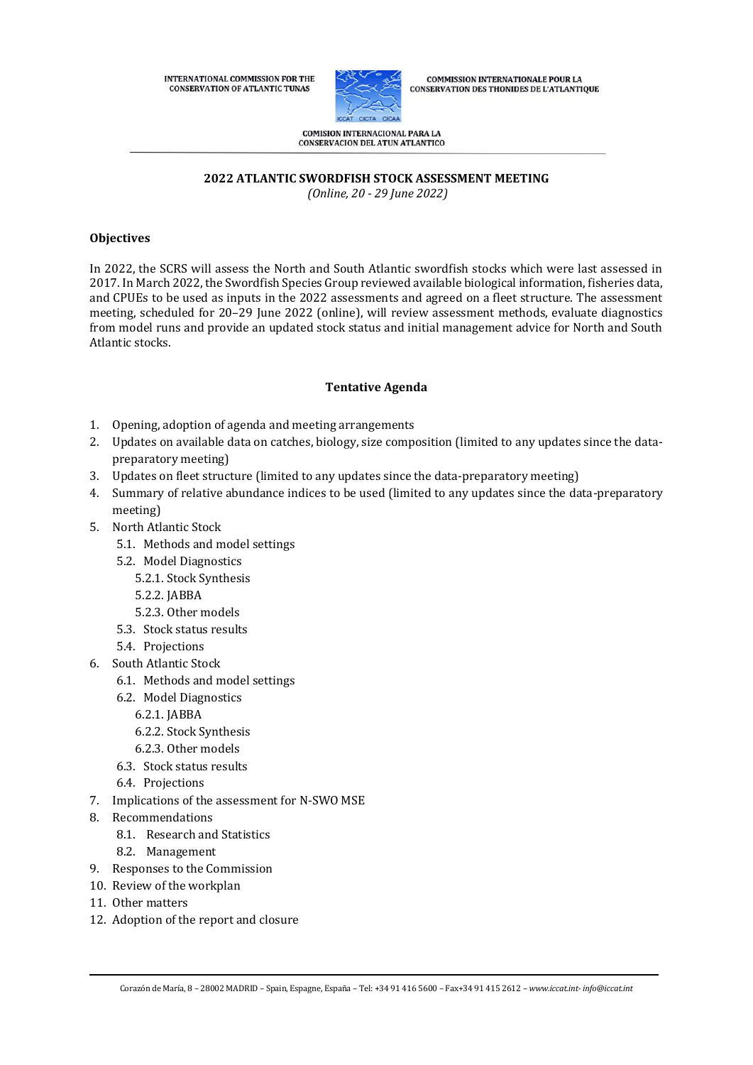INTERNATIONAL COMMISSION FOR THE CONSERVATION OF ATLANTIC TUNAS

COMMISSION INTERNATIONALE POUR LA CONSERVATION DES THONIDES DE L'ATLANTIQUE

COMISION INTERNACIONAL PARA LA CONSERVACION DEL ATUN ATLANTICO

# 2022 ATLANTIC SWORDFISH STOCK ASSESSMENT MEETING

*(Online, 20 - 29 June 2022)*

## Objectives

In 2022, the SCRS will assess the North and South Atlantic swordfish stocks which were last assessed in 2017. In March 2022, the Swordfish Species Group reviewed available biological information, fisheries data, and CPUEs to be used as inputs in the 2022 assessments and agreed on a fleet structure. The assessment meeting, scheduled for 20–29 June 2022 (online), will review assessment methods, evaluate diagnostics from model runs and provide an updated stock status and initial management advice for North and South Atlantic stocks.

## Tentative Agenda

1. Opening, adoption of agenda and meeting arrangements
2. Updates on available data on catches, biology, size composition (limited to any updates since the data-preparatory meeting)
3. Updates on fleet structure (limited to any updates since the data-preparatory meeting)
4. Summary of relative abundance indices to be used (limited to any updates since the data-preparatory meeting)
5. North Atlantic Stock
   - 5.1. Methods and model settings
   - 5.2. Model Diagnostics
     - 5.2.1. Stock Synthesis
     - 5.2.2. JABBA
     - 5.2.3. Other models
   - 5.3. Stock status results
   - 5.4. Projections
6. South Atlantic Stock
   - 6.1. Methods and model settings
   - 6.2. Model Diagnostics
     - 6.2.1. JABBA
     - 6.2.2. Stock Synthesis
     - 6.2.3. Other models
   - 6.3. Stock status results
   - 6.4. Projections
7. Implications of the assessment for N-SWO MSE
8. Recommendations
   - 8.1. Research and Statistics
   - 8.2. Management
9. Responses to the Commission
10. Review of the workplan
11. Other matters
12. Adoption of the report and closure

Corazón de María, 8 – 28002 MADRID – Spain, Espagne, España – Tel: +34 91 416 5600 – Fax+34 91 415 2612 – *www.iccat.int- info@iccat.int*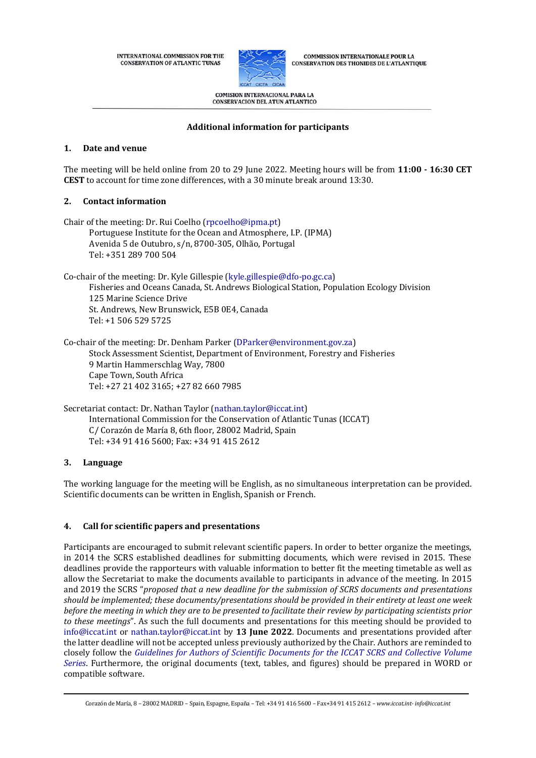INTERNATIONAL COMMISSION FOR THE CONSERVATION OF ATLANTIC TUNAS

COMMISSION INTERNATIONALE POUR LA CONSERVATION DES THONIDES DE L'ATLANTIQUE

COMISION INTERNACIONAL PARA LA CONSERVACION DEL ATUN ATLANTICO

## Additional information for participants

### 1. Date and venue

The meeting will be held online from 20 to 29 June 2022. Meeting hours will be from **11:00 - 16:30 CET CEST** to account for time zone differences, with a 30 minute break around 13:30.

### 2. Contact information

Chair of the meeting: Dr. Rui Coelho (rpcoelho@ipma.pt)
Portuguese Institute for the Ocean and Atmosphere, I.P. (IPMA)
Avenida 5 de Outubro, s/n, 8700-305, Olhão, Portugal
Tel: +351 289 700 504

Co-chair of the meeting: Dr. Kyle Gillespie (kyle.gillespie@dfo-po.gc.ca)
Fisheries and Oceans Canada, St. Andrews Biological Station, Population Ecology Division
125 Marine Science Drive
St. Andrews, New Brunswick, E5B 0E4, Canada
Tel: +1 506 529 5725

Co-chair of the meeting: Dr. Denham Parker (DParker@environment.gov.za)
Stock Assessment Scientist, Department of Environment, Forestry and Fisheries
9 Martin Hammerschlag Way, 7800
Cape Town, South Africa
Tel: +27 21 402 3165; +27 82 660 7985

Secretariat contact: Dr. Nathan Taylor (nathan.taylor@iccat.int)
International Commission for the Conservation of Atlantic Tunas (ICCAT)
C/ Corazón de María 8, 6th floor, 28002 Madrid, Spain
Tel: +34 91 416 5600; Fax: +34 91 415 2612

### 3. Language

The working language for the meeting will be English, as no simultaneous interpretation can be provided. Scientific documents can be written in English, Spanish or French.

### 4. Call for scientific papers and presentations

Participants are encouraged to submit relevant scientific papers. In order to better organize the meetings, in 2014 the SCRS established deadlines for submitting documents, which were revised in 2015. These deadlines provide the rapporteurs with valuable information to better fit the meeting timetable as well as allow the Secretariat to make the documents available to participants in advance of the meeting. In 2015 and 2019 the SCRS "*proposed that a new deadline for the submission of SCRS documents and presentations should be implemented; these documents/presentations should be provided in their entirety at least one week before the meeting in which they are to be presented to facilitate their review by participating scientists prior to these meetings*". As such the full documents and presentations for this meeting should be provided to info@iccat.int or nathan.taylor@iccat.int by **13 June 2022**. Documents and presentations provided after the latter deadline will not be accepted unless previously authorized by the Chair. Authors are reminded to closely follow the *Guidelines for Authors of Scientific Documents for the ICCAT SCRS and Collective Volume Series*. Furthermore, the original documents (text, tables, and figures) should be prepared in WORD or compatible software.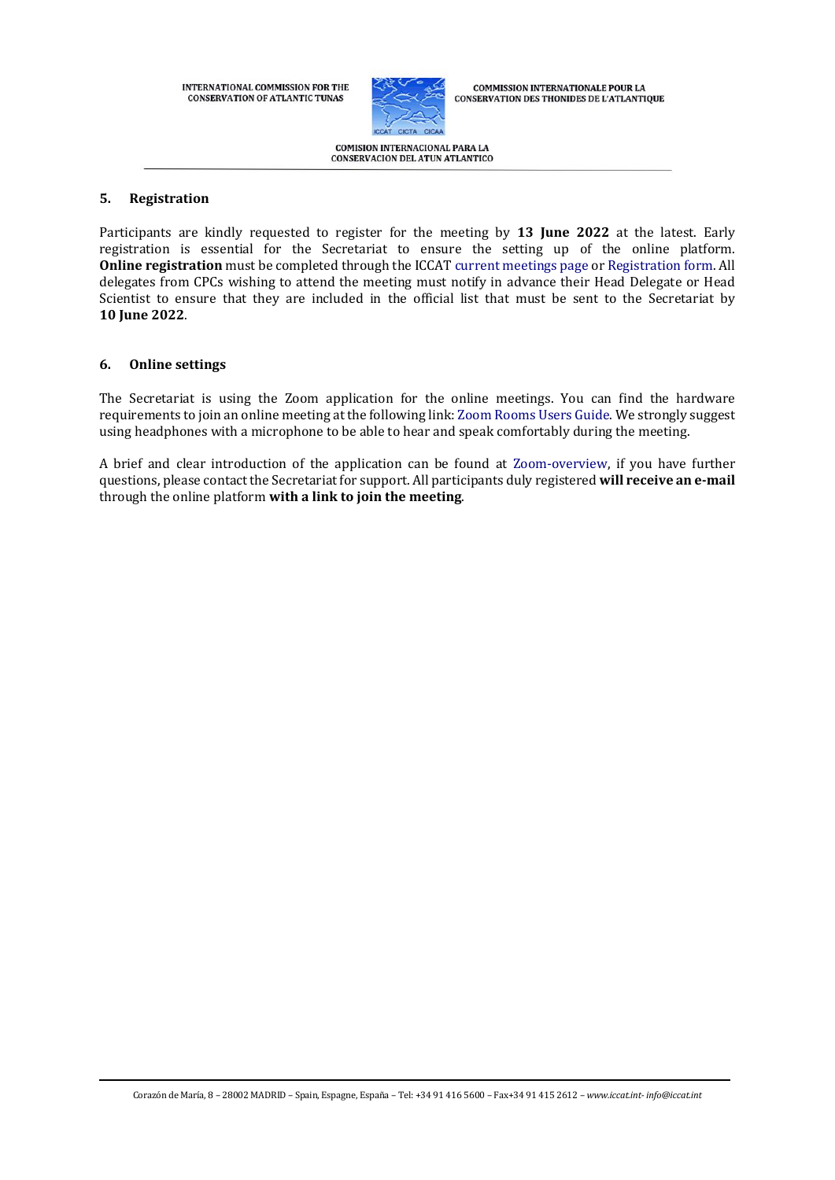## 5. Registration

Participants are kindly requested to register for the meeting by **13 June 2022** at the latest. Early registration is essential for the Secretariat to ensure the setting up of the online platform. **Online registration** must be completed through the ICCAT current meetings page or Registration form. All delegates from CPCs wishing to attend the meeting must notify in advance their Head Delegate or Head Scientist to ensure that they are included in the official list that must be sent to the Secretariat by **10 June 2022**.

## 6. Online settings

The Secretariat is using the Zoom application for the online meetings. You can find the hardware requirements to join an online meeting at the following link: Zoom Rooms Users Guide. We strongly suggest using headphones with a microphone to be able to hear and speak comfortably during the meeting.

A brief and clear introduction of the application can be found at Zoom-overview, if you have further questions, please contact the Secretariat for support. All participants duly registered **will receive an e-mail** through the online platform **with a link to join the meeting**.